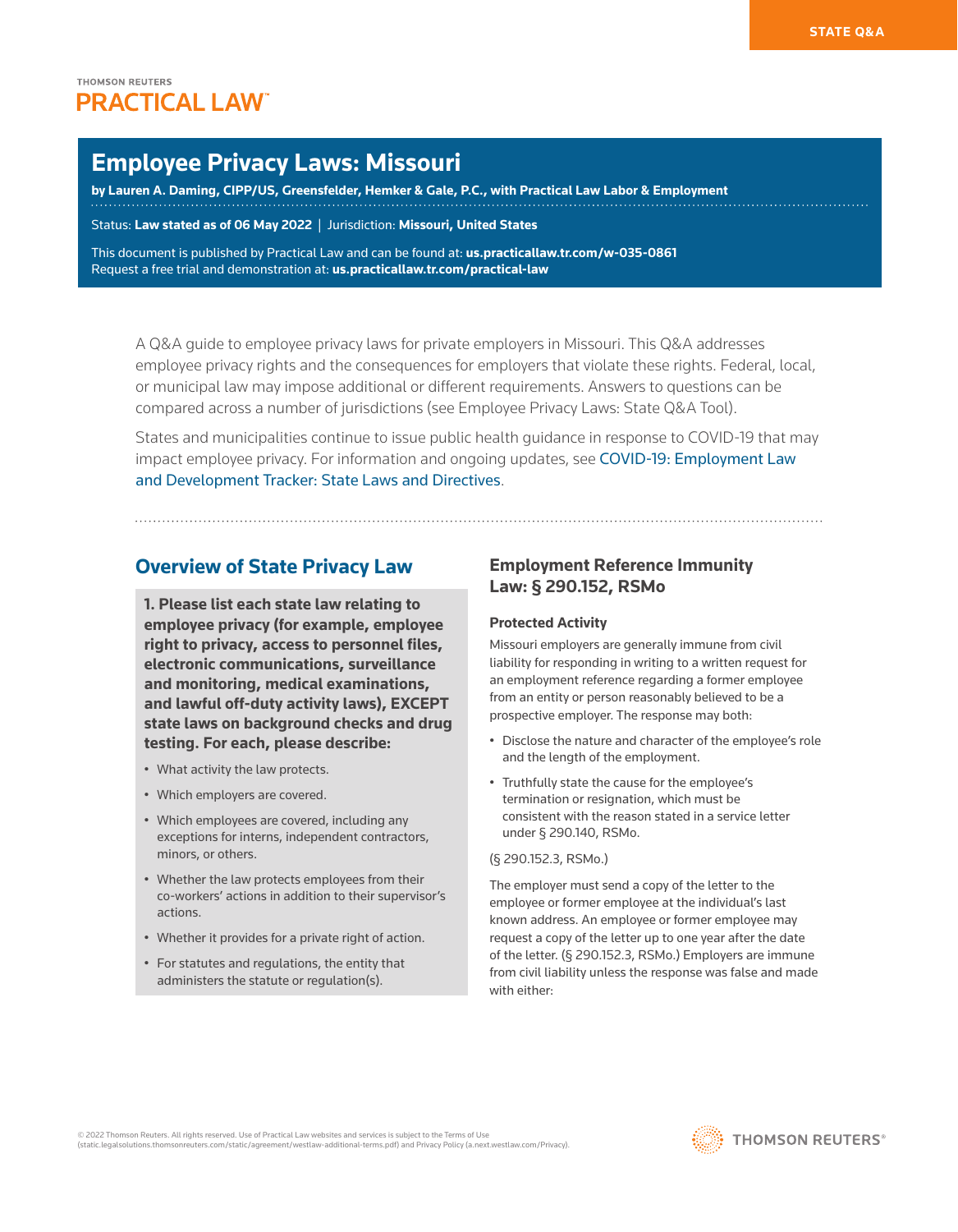STATE Q&A

THOMSON REUTERS
PRACTICAL LAW

# Employee Privacy Laws: Missouri

**by Lauren A. Daming, CIPP/US, Greensfelder, Hemker & Gale, P.C., with Practical Law Labor & Employment**

Status: **Law stated as of 06 May 2022** | Jurisdiction: **Missouri, United States**

This document is published by Practical Law and can be found at: **us.practicallaw.tr.com/w-035-0861**
Request a free trial and demonstration at: **us.practicallaw.tr.com/practical-law**

A Q&A guide to employee privacy laws for private employers in Missouri. This Q&A addresses employee privacy rights and the consequences for employers that violate these rights. Federal, local, or municipal law may impose additional or different requirements. Answers to questions can be compared across a number of jurisdictions (see Employee Privacy Laws: State Q&A Tool).

States and municipalities continue to issue public health guidance in response to COVID-19 that may impact employee privacy. For information and ongoing updates, see COVID-19: Employment Law and Development Tracker: State Laws and Directives.

## Overview of State Privacy Law

**1. Please list each state law relating to employee privacy (for example, employee right to privacy, access to personnel files, electronic communications, surveillance and monitoring, medical examinations, and lawful off-duty activity laws), EXCEPT state laws on background checks and drug testing. For each, please describe:**

- What activity the law protects.
- Which employers are covered.
- Which employees are covered, including any exceptions for interns, independent contractors, minors, or others.
- Whether the law protects employees from their co-workers' actions in addition to their supervisor's actions.
- Whether it provides for a private right of action.
- For statutes and regulations, the entity that administers the statute or regulation(s).

### Employment Reference Immunity Law: § 290.152, RSMo

#### Protected Activity

Missouri employers are generally immune from civil liability for responding in writing to a written request for an employment reference regarding a former employee from an entity or person reasonably believed to be a prospective employer. The response may both:

- Disclose the nature and character of the employee's role and the length of the employment.
- Truthfully state the cause for the employee's termination or resignation, which must be consistent with the reason stated in a service letter under § 290.140, RSMo.

(§ 290.152.3, RSMo.)

The employer must send a copy of the letter to the employee or former employee at the individual's last known address. An employee or former employee may request a copy of the letter up to one year after the date of the letter. (§ 290.152.3, RSMo.) Employers are immune from civil liability unless the response was false and made with either: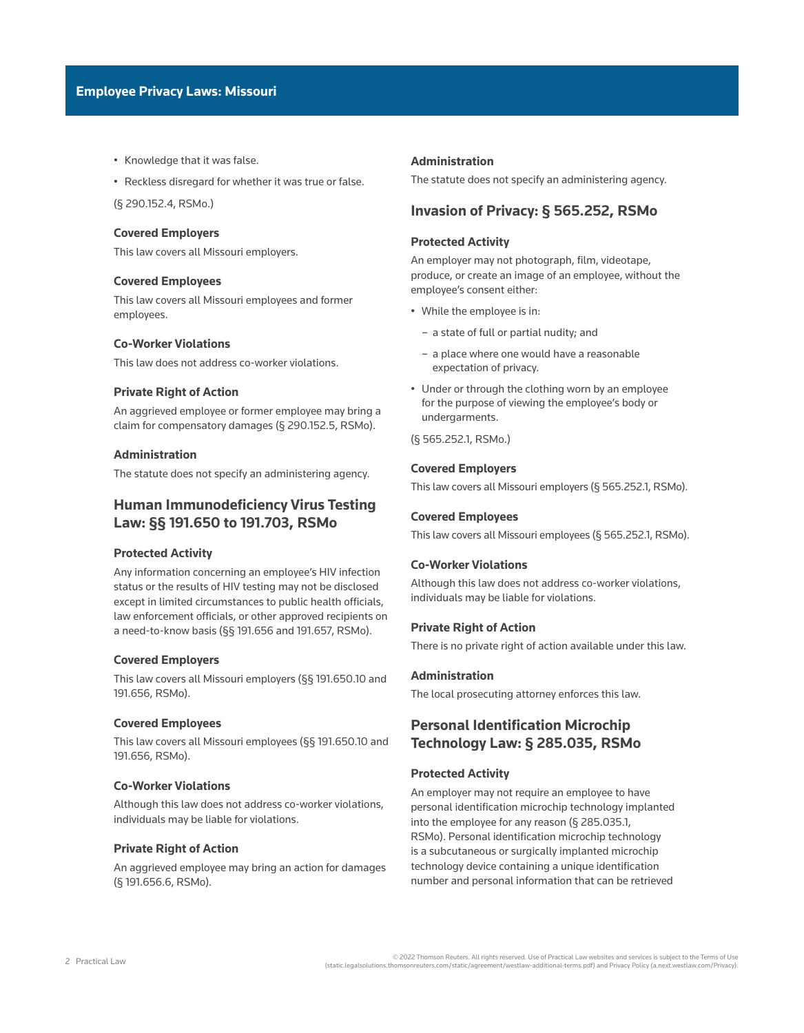- Knowledge that it was false.
- Reckless disregard for whether it was true or false.

(§ 290.152.4, RSMo.)

### Covered Employers

This law covers all Missouri employers.

### Covered Employees

This law covers all Missouri employees and former employees.

### Co-Worker Violations

This law does not address co-worker violations.

### Private Right of Action

An aggrieved employee or former employee may bring a claim for compensatory damages (§ 290.152.5, RSMo).

### Administration

The statute does not specify an administering agency.

## Human Immunodeficiency Virus Testing Law: §§ 191.650 to 191.703, RSMo

### Protected Activity

Any information concerning an employee's HIV infection status or the results of HIV testing may not be disclosed except in limited circumstances to public health officials, law enforcement officials, or other approved recipients on a need-to-know basis (§§ 191.656 and 191.657, RSMo).

### Covered Employers

This law covers all Missouri employers (§§ 191.650.10 and 191.656, RSMo).

### Covered Employees

This law covers all Missouri employees (§§ 191.650.10 and 191.656, RSMo).

### Co-Worker Violations

Although this law does not address co-worker violations, individuals may be liable for violations.

### Private Right of Action

An aggrieved employee may bring an action for damages (§ 191.656.6, RSMo).

### Administration

The statute does not specify an administering agency.

## Invasion of Privacy: § 565.252, RSMo

### Protected Activity

An employer may not photograph, film, videotape, produce, or create an image of an employee, without the employee's consent either:

- While the employee is in:
  - a state of full or partial nudity; and
  - a place where one would have a reasonable expectation of privacy.
- Under or through the clothing worn by an employee for the purpose of viewing the employee's body or undergarments.

(§ 565.252.1, RSMo.)

### Covered Employers

This law covers all Missouri employers (§ 565.252.1, RSMo).

### Covered Employees

This law covers all Missouri employees (§ 565.252.1, RSMo).

### Co-Worker Violations

Although this law does not address co-worker violations, individuals may be liable for violations.

### Private Right of Action

There is no private right of action available under this law.

### Administration

The local prosecuting attorney enforces this law.

## Personal Identification Microchip Technology Law: § 285.035, RSMo

### Protected Activity

An employer may not require an employee to have personal identification microchip technology implanted into the employee for any reason (§ 285.035.1, RSMo). Personal identification microchip technology is a subcutaneous or surgically implanted microchip technology device containing a unique identification number and personal information that can be retrieved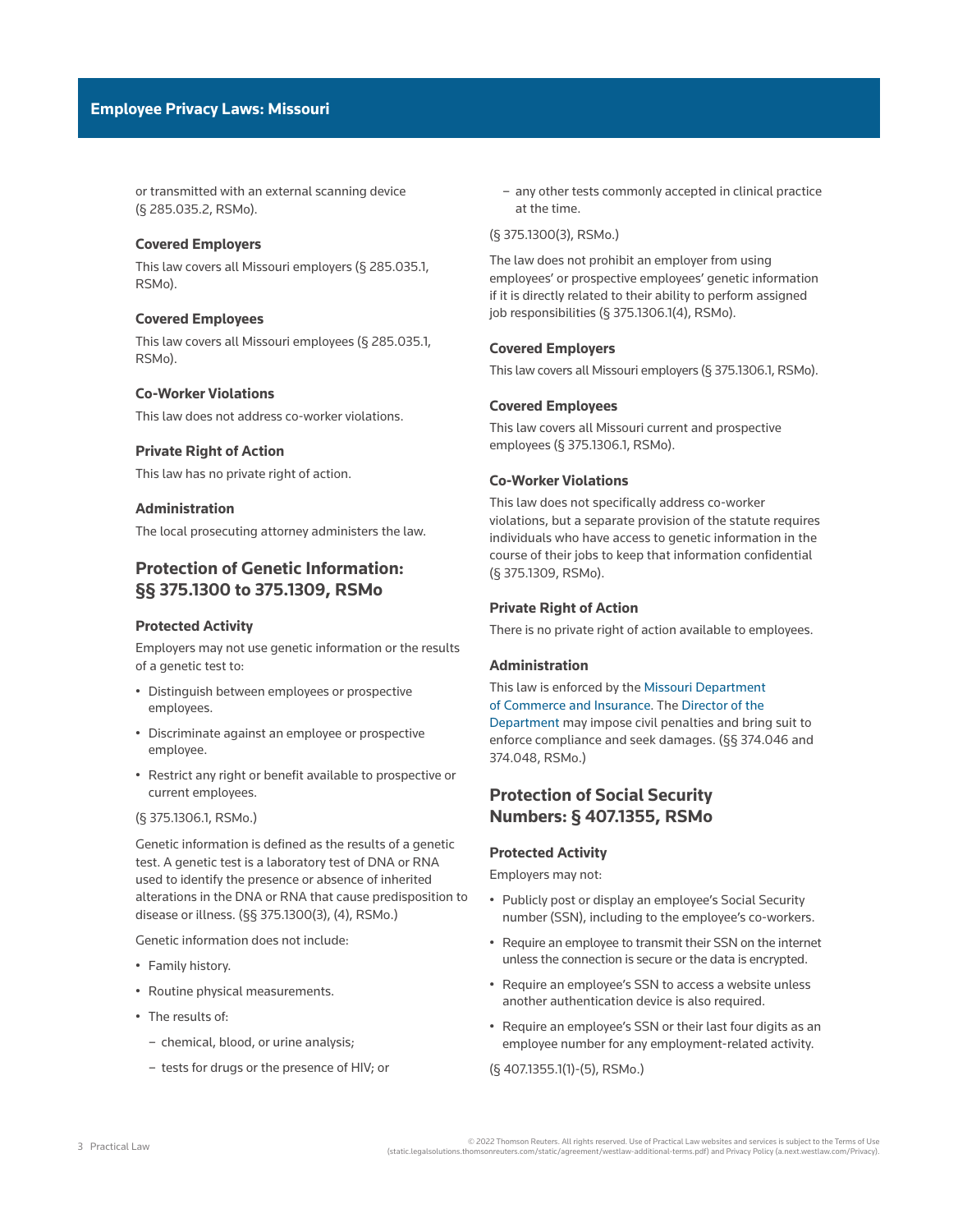or transmitted with an external scanning device (§ 285.035.2, RSMo).

### Covered Employers

This law covers all Missouri employers (§ 285.035.1, RSMo).

### Covered Employees

This law covers all Missouri employees (§ 285.035.1, RSMo).

### Co-Worker Violations

This law does not address co-worker violations.

### Private Right of Action

This law has no private right of action.

### Administration

The local prosecuting attorney administers the law.

## Protection of Genetic Information: §§ 375.1300 to 375.1309, RSMo

### Protected Activity

Employers may not use genetic information or the results of a genetic test to:

- Distinguish between employees or prospective employees.
- Discriminate against an employee or prospective employee.
- Restrict any right or benefit available to prospective or current employees.

(§ 375.1306.1, RSMo.)

Genetic information is defined as the results of a genetic test. A genetic test is a laboratory test of DNA or RNA used to identify the presence or absence of inherited alterations in the DNA or RNA that cause predisposition to disease or illness. (§§ 375.1300(3), (4), RSMo.)

Genetic information does not include:

- Family history.
- Routine physical measurements.
- The results of:
  - chemical, blood, or urine analysis;
  - tests for drugs or the presence of HIV; or
  - any other tests commonly accepted in clinical practice at the time.

(§ 375.1300(3), RSMo.)

The law does not prohibit an employer from using employees' or prospective employees' genetic information if it is directly related to their ability to perform assigned job responsibilities (§ 375.1306.1(4), RSMo).

### Covered Employers

This law covers all Missouri employers (§ 375.1306.1, RSMo).

### Covered Employees

This law covers all Missouri current and prospective employees (§ 375.1306.1, RSMo).

### Co-Worker Violations

This law does not specifically address co-worker violations, but a separate provision of the statute requires individuals who have access to genetic information in the course of their jobs to keep that information confidential (§ 375.1309, RSMo).

### Private Right of Action

There is no private right of action available to employees.

### Administration

This law is enforced by the Missouri Department of Commerce and Insurance. The Director of the Department may impose civil penalties and bring suit to enforce compliance and seek damages. (§§ 374.046 and 374.048, RSMo.)

## Protection of Social Security Numbers: § 407.1355, RSMo

### Protected Activity

Employers may not:

- Publicly post or display an employee's Social Security number (SSN), including to the employee's co-workers.
- Require an employee to transmit their SSN on the internet unless the connection is secure or the data is encrypted.
- Require an employee's SSN to access a website unless another authentication device is also required.
- Require an employee's SSN or their last four digits as an employee number for any employment-related activity.

(§ 407.1355.1(1)-(5), RSMo.)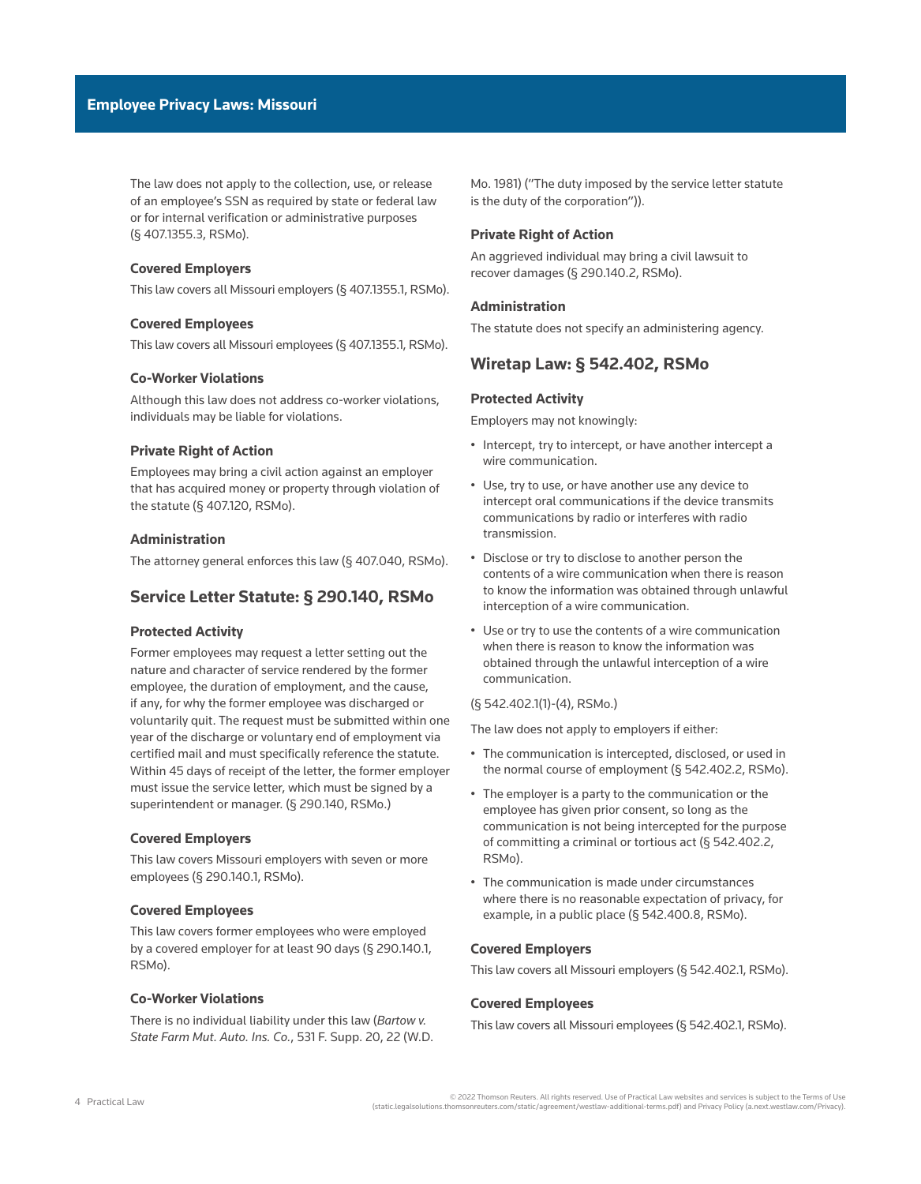The law does not apply to the collection, use, or release of an employee's SSN as required by state or federal law or for internal verification or administrative purposes (§ 407.1355.3, RSMo).

### Covered Employers

This law covers all Missouri employers (§ 407.1355.1, RSMo).

### Covered Employees

This law covers all Missouri employees (§ 407.1355.1, RSMo).

### Co-Worker Violations

Although this law does not address co-worker violations, individuals may be liable for violations.

### Private Right of Action

Employees may bring a civil action against an employer that has acquired money or property through violation of the statute (§ 407.120, RSMo).

### Administration

The attorney general enforces this law (§ 407.040, RSMo).

## Service Letter Statute: § 290.140, RSMo

### Protected Activity

Former employees may request a letter setting out the nature and character of service rendered by the former employee, the duration of employment, and the cause, if any, for why the former employee was discharged or voluntarily quit. The request must be submitted within one year of the discharge or voluntary end of employment via certified mail and must specifically reference the statute. Within 45 days of receipt of the letter, the former employer must issue the service letter, which must be signed by a superintendent or manager. (§ 290.140, RSMo.)

### Covered Employers

This law covers Missouri employers with seven or more employees (§ 290.140.1, RSMo).

### Covered Employees

This law covers former employees who were employed by a covered employer for at least 90 days (§ 290.140.1, RSMo).

### Co-Worker Violations

There is no individual liability under this law (*Bartow v. State Farm Mut. Auto. Ins. Co.*, 531 F. Supp. 20, 22 (W.D. Mo. 1981) ("The duty imposed by the service letter statute is the duty of the corporation")).

### Private Right of Action

An aggrieved individual may bring a civil lawsuit to recover damages (§ 290.140.2, RSMo).

### Administration

The statute does not specify an administering agency.

## Wiretap Law: § 542.402, RSMo

### Protected Activity

Employers may not knowingly:

- Intercept, try to intercept, or have another intercept a wire communication.
- Use, try to use, or have another use any device to intercept oral communications if the device transmits communications by radio or interferes with radio transmission.
- Disclose or try to disclose to another person the contents of a wire communication when there is reason to know the information was obtained through unlawful interception of a wire communication.
- Use or try to use the contents of a wire communication when there is reason to know the information was obtained through the unlawful interception of a wire communication.

(§ 542.402.1(1)-(4), RSMo.)

The law does not apply to employers if either:

- The communication is intercepted, disclosed, or used in the normal course of employment (§ 542.402.2, RSMo).
- The employer is a party to the communication or the employee has given prior consent, so long as the communication is not being intercepted for the purpose of committing a criminal or tortious act (§ 542.402.2, RSMo).
- The communication is made under circumstances where there is no reasonable expectation of privacy, for example, in a public place (§ 542.400.8, RSMo).

### Covered Employers

This law covers all Missouri employers (§ 542.402.1, RSMo).

### Covered Employees

This law covers all Missouri employees (§ 542.402.1, RSMo).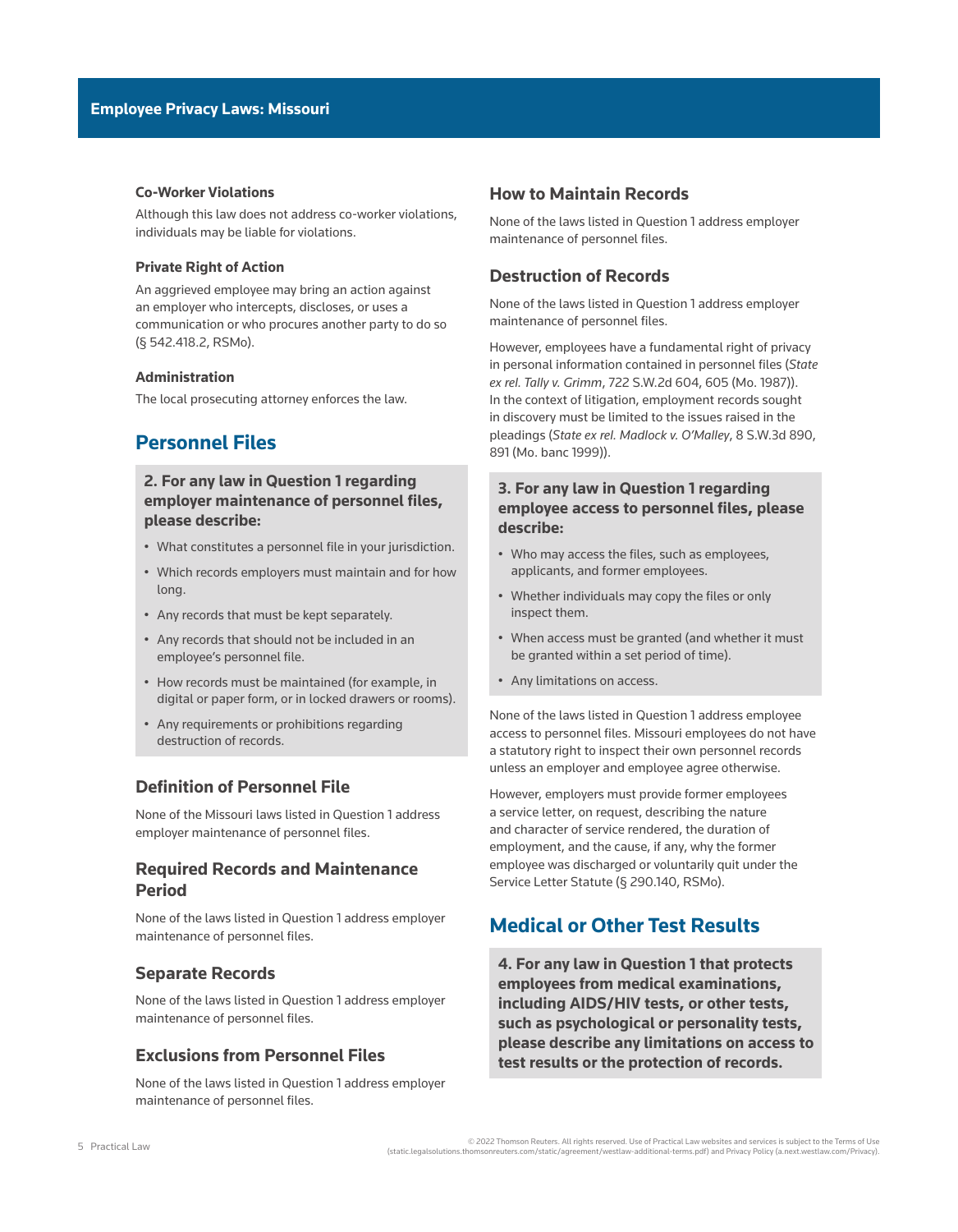#### Co-Worker Violations

Although this law does not address co-worker violations, individuals may be liable for violations.

#### Private Right of Action

An aggrieved employee may bring an action against an employer who intercepts, discloses, or uses a communication or who procures another party to do so (§ 542.418.2, RSMo).

#### Administration

The local prosecuting attorney enforces the law.

## Personnel Files

**2. For any law in Question 1 regarding employer maintenance of personnel files, please describe:**

- What constitutes a personnel file in your jurisdiction.
- Which records employers must maintain and for how long.
- Any records that must be kept separately.
- Any records that should not be included in an employee's personnel file.
- How records must be maintained (for example, in digital or paper form, or in locked drawers or rooms).
- Any requirements or prohibitions regarding destruction of records.

### Definition of Personnel File

None of the Missouri laws listed in Question 1 address employer maintenance of personnel files.

### Required Records and Maintenance Period

None of the laws listed in Question 1 address employer maintenance of personnel files.

### Separate Records

None of the laws listed in Question 1 address employer maintenance of personnel files.

### Exclusions from Personnel Files

None of the laws listed in Question 1 address employer maintenance of personnel files.

### How to Maintain Records

None of the laws listed in Question 1 address employer maintenance of personnel files.

### Destruction of Records

None of the laws listed in Question 1 address employer maintenance of personnel files.

However, employees have a fundamental right of privacy in personal information contained in personnel files (*State ex rel. Tally v. Grimm*, 722 S.W.2d 604, 605 (Mo. 1987)). In the context of litigation, employment records sought in discovery must be limited to the issues raised in the pleadings (*State ex rel. Madlock v. O'Malley*, 8 S.W.3d 890, 891 (Mo. banc 1999)).

**3. For any law in Question 1 regarding employee access to personnel files, please describe:**

- Who may access the files, such as employees, applicants, and former employees.
- Whether individuals may copy the files or only inspect them.
- When access must be granted (and whether it must be granted within a set period of time).
- Any limitations on access.

None of the laws listed in Question 1 address employee access to personnel files. Missouri employees do not have a statutory right to inspect their own personnel records unless an employer and employee agree otherwise.

However, employers must provide former employees a service letter, on request, describing the nature and character of service rendered, the duration of employment, and the cause, if any, why the former employee was discharged or voluntarily quit under the Service Letter Statute (§ 290.140, RSMo).

## Medical or Other Test Results

**4. For any law in Question 1 that protects employees from medical examinations, including AIDS/HIV tests, or other tests, such as psychological or personality tests, please describe any limitations on access to test results or the protection of records.**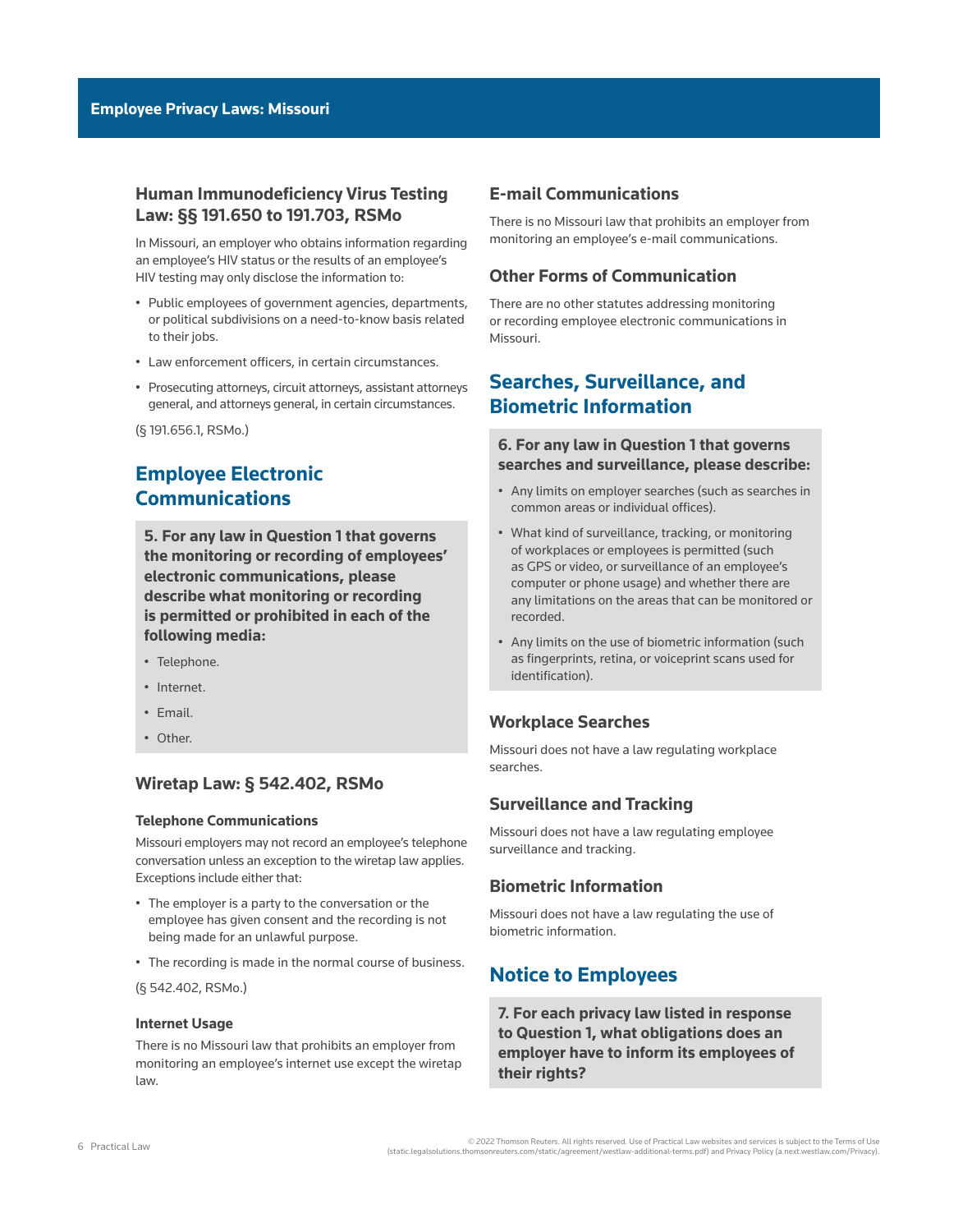### Human Immunodeficiency Virus Testing Law: §§ 191.650 to 191.703, RSMo

In Missouri, an employer who obtains information regarding an employee's HIV status or the results of an employee's HIV testing may only disclose the information to:

- Public employees of government agencies, departments, or political subdivisions on a need-to-know basis related to their jobs.
- Law enforcement officers, in certain circumstances.
- Prosecuting attorneys, circuit attorneys, assistant attorneys general, and attorneys general, in certain circumstances.

(§ 191.656.1, RSMo.)

## Employee Electronic Communications

**5. For any law in Question 1 that governs the monitoring or recording of employees' electronic communications, please describe what monitoring or recording is permitted or prohibited in each of the following media:**

- Telephone.
- Internet.
- Email.
- Other.

### Wiretap Law: § 542.402, RSMo

#### Telephone Communications

Missouri employers may not record an employee's telephone conversation unless an exception to the wiretap law applies. Exceptions include either that:

- The employer is a party to the conversation or the employee has given consent and the recording is not being made for an unlawful purpose.
- The recording is made in the normal course of business.

(§ 542.402, RSMo.)

#### Internet Usage

There is no Missouri law that prohibits an employer from monitoring an employee's internet use except the wiretap law.

### E-mail Communications

There is no Missouri law that prohibits an employer from monitoring an employee's e-mail communications.

### Other Forms of Communication

There are no other statutes addressing monitoring or recording employee electronic communications in Missouri.

## Searches, Surveillance, and Biometric Information

**6. For any law in Question 1 that governs searches and surveillance, please describe:**

- Any limits on employer searches (such as searches in common areas or individual offices).
- What kind of surveillance, tracking, or monitoring of workplaces or employees is permitted (such as GPS or video, or surveillance of an employee's computer or phone usage) and whether there are any limitations on the areas that can be monitored or recorded.
- Any limits on the use of biometric information (such as fingerprints, retina, or voiceprint scans used for identification).

### Workplace Searches

Missouri does not have a law regulating workplace searches.

### Surveillance and Tracking

Missouri does not have a law regulating employee surveillance and tracking.

### Biometric Information

Missouri does not have a law regulating the use of biometric information.

## Notice to Employees

**7. For each privacy law listed in response to Question 1, what obligations does an employer have to inform its employees of their rights?**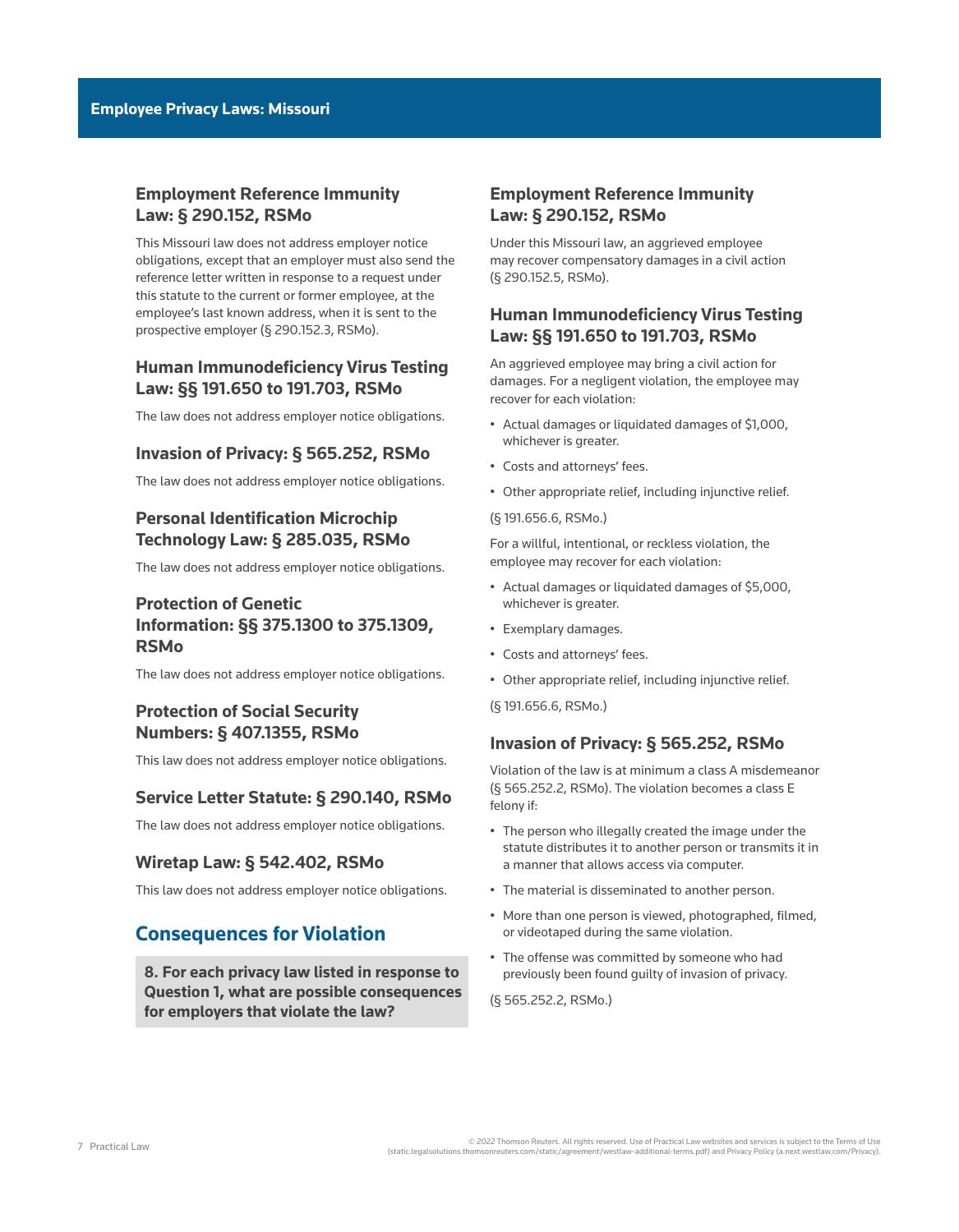### Employment Reference Immunity Law: § 290.152, RSMo

This Missouri law does not address employer notice obligations, except that an employer must also send the reference letter written in response to a request under this statute to the current or former employee, at the employee's last known address, when it is sent to the prospective employer (§ 290.152.3, RSMo).

### Human Immunodeficiency Virus Testing Law: §§ 191.650 to 191.703, RSMo

The law does not address employer notice obligations.

### Invasion of Privacy: § 565.252, RSMo

The law does not address employer notice obligations.

### Personal Identification Microchip Technology Law: § 285.035, RSMo

The law does not address employer notice obligations.

### Protection of Genetic Information: §§ 375.1300 to 375.1309, RSMo

The law does not address employer notice obligations.

### Protection of Social Security Numbers: § 407.1355, RSMo

This law does not address employer notice obligations.

### Service Letter Statute: § 290.140, RSMo

The law does not address employer notice obligations.

### Wiretap Law: § 542.402, RSMo

This law does not address employer notice obligations.

## Consequences for Violation

**8. For each privacy law listed in response to Question 1, what are possible consequences for employers that violate the law?**

### Employment Reference Immunity Law: § 290.152, RSMo

Under this Missouri law, an aggrieved employee may recover compensatory damages in a civil action (§ 290.152.5, RSMo).

### Human Immunodeficiency Virus Testing Law: §§ 191.650 to 191.703, RSMo

An aggrieved employee may bring a civil action for damages. For a negligent violation, the employee may recover for each violation:

- Actual damages or liquidated damages of $1,000, whichever is greater.
- Costs and attorneys' fees.
- Other appropriate relief, including injunctive relief.

(§ 191.656.6, RSMo.)

For a willful, intentional, or reckless violation, the employee may recover for each violation:

- Actual damages or liquidated damages of $5,000, whichever is greater.
- Exemplary damages.
- Costs and attorneys' fees.
- Other appropriate relief, including injunctive relief.

(§ 191.656.6, RSMo.)

### Invasion of Privacy: § 565.252, RSMo

Violation of the law is at minimum a class A misdemeanor (§ 565.252.2, RSMo). The violation becomes a class E felony if:

- The person who illegally created the image under the statute distributes it to another person or transmits it in a manner that allows access via computer.
- The material is disseminated to another person.
- More than one person is viewed, photographed, filmed, or videotaped during the same violation.
- The offense was committed by someone who had previously been found guilty of invasion of privacy.

(§ 565.252.2, RSMo.)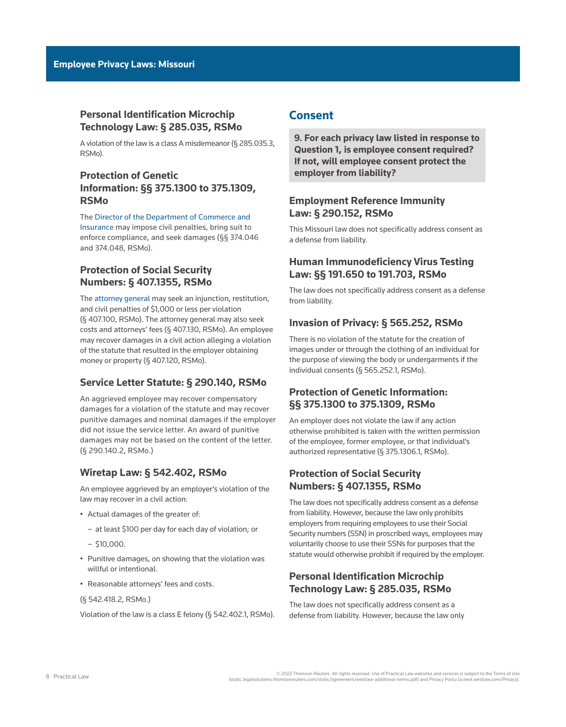### Personal Identification Microchip Technology Law: § 285.035, RSMo

A violation of the law is a class A misdemeanor (§ 285.035.3, RSMo).

### Protection of Genetic Information: §§ 375.1300 to 375.1309, RSMo

The Director of the Department of Commerce and Insurance may impose civil penalties, bring suit to enforce compliance, and seek damages (§§ 374.046 and 374.048, RSMo).

### Protection of Social Security Numbers: § 407.1355, RSMo

The attorney general may seek an injunction, restitution, and civil penalties of $1,000 or less per violation (§ 407.100, RSMo). The attorney general may also seek costs and attorneys' fees (§ 407.130, RSMo). An employee may recover damages in a civil action alleging a violation of the statute that resulted in the employer obtaining money or property (§ 407.120, RSMo).

### Service Letter Statute: § 290.140, RSMo

An aggrieved employee may recover compensatory damages for a violation of the statute and may recover punitive damages and nominal damages if the employer did not issue the service letter. An award of punitive damages may not be based on the content of the letter. (§ 290.140.2, RSMo.)

### Wiretap Law: § 542.402, RSMo

An employee aggrieved by an employer's violation of the law may recover in a civil action:

- Actual damages of the greater of:
  - at least $100 per day for each day of violation; or
  - $10,000.
- Punitive damages, on showing that the violation was willful or intentional.
- Reasonable attorneys' fees and costs.

(§ 542.418.2, RSMo.)

Violation of the law is a class E felony (§ 542.402.1, RSMo).

## Consent

**9. For each privacy law listed in response to Question 1, is employee consent required? If not, will employee consent protect the employer from liability?**

### Employment Reference Immunity Law: § 290.152, RSMo

This Missouri law does not specifically address consent as a defense from liability.

### Human Immunodeficiency Virus Testing Law: §§ 191.650 to 191.703, RSMo

The law does not specifically address consent as a defense from liability.

### Invasion of Privacy: § 565.252, RSMo

There is no violation of the statute for the creation of images under or through the clothing of an individual for the purpose of viewing the body or undergarments if the individual consents (§ 565.252.1, RSMo).

### Protection of Genetic Information: §§ 375.1300 to 375.1309, RSMo

An employer does not violate the law if any action otherwise prohibited is taken with the written permission of the employee, former employee, or that individual's authorized representative (§ 375.1306.1, RSMo).

### Protection of Social Security Numbers: § 407.1355, RSMo

The law does not specifically address consent as a defense from liability. However, because the law only prohibits employers from requiring employees to use their Social Security numbers (SSN) in proscribed ways, employees may voluntarily choose to use their SSNs for purposes that the statute would otherwise prohibit if required by the employer.

### Personal Identification Microchip Technology Law: § 285.035, RSMo

The law does not specifically address consent as a defense from liability. However, because the law only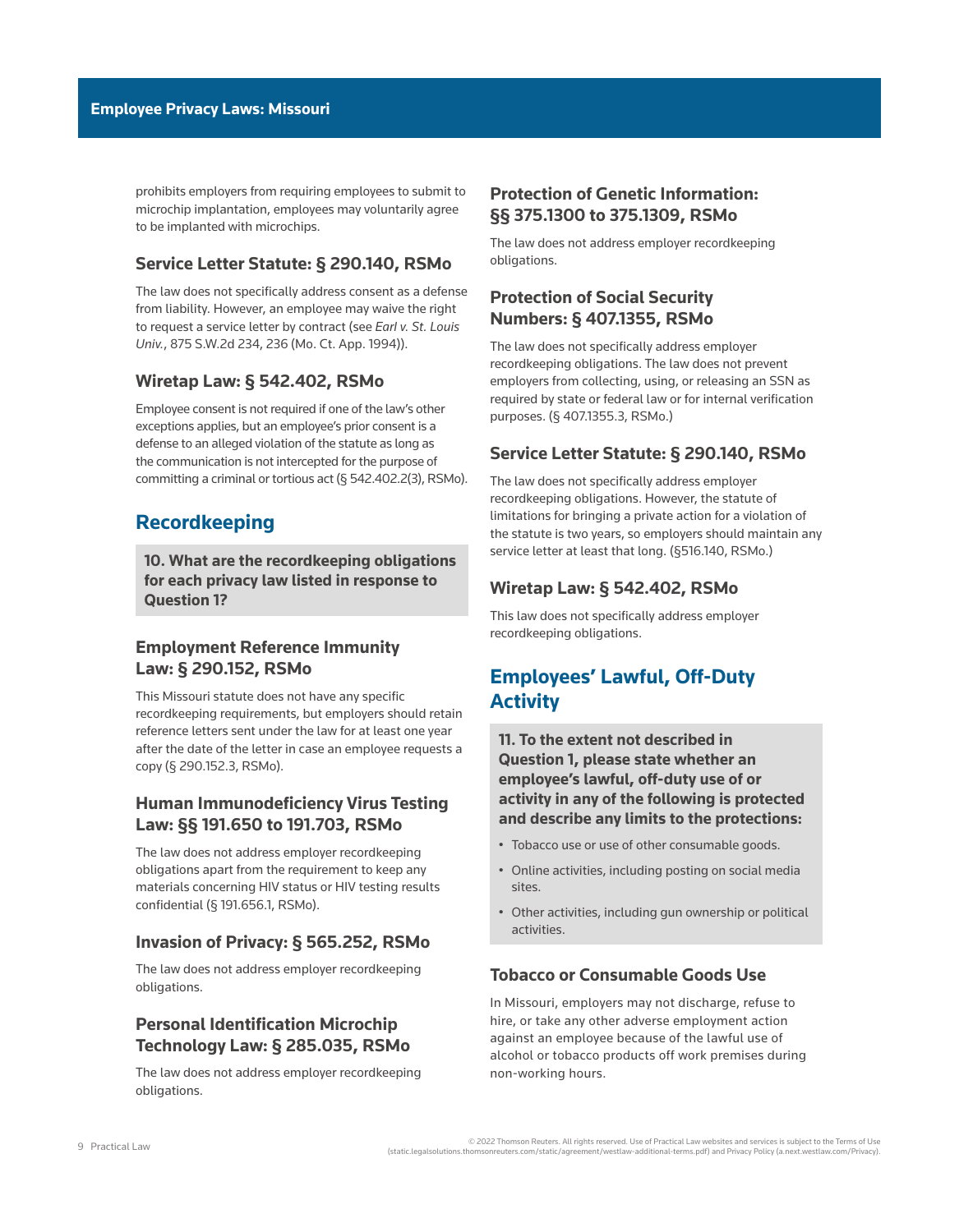prohibits employers from requiring employees to submit to microchip implantation, employees may voluntarily agree to be implanted with microchips.

### Service Letter Statute: § 290.140, RSMo

The law does not specifically address consent as a defense from liability. However, an employee may waive the right to request a service letter by contract (see *Earl v. St. Louis Univ.*, 875 S.W.2d 234, 236 (Mo. Ct. App. 1994)).

### Wiretap Law: § 542.402, RSMo

Employee consent is not required if one of the law's other exceptions applies, but an employee's prior consent is a defense to an alleged violation of the statute as long as the communication is not intercepted for the purpose of committing a criminal or tortious act (§ 542.402.2(3), RSMo).

## Recordkeeping

**10. What are the recordkeeping obligations for each privacy law listed in response to Question 1?**

### Employment Reference Immunity Law: § 290.152, RSMo

This Missouri statute does not have any specific recordkeeping requirements, but employers should retain reference letters sent under the law for at least one year after the date of the letter in case an employee requests a copy (§ 290.152.3, RSMo).

### Human Immunodeficiency Virus Testing Law: §§ 191.650 to 191.703, RSMo

The law does not address employer recordkeeping obligations apart from the requirement to keep any materials concerning HIV status or HIV testing results confidential (§ 191.656.1, RSMo).

### Invasion of Privacy: § 565.252, RSMo

The law does not address employer recordkeeping obligations.

### Personal Identification Microchip Technology Law: § 285.035, RSMo

The law does not address employer recordkeeping obligations.

### Protection of Genetic Information: §§ 375.1300 to 375.1309, RSMo

The law does not address employer recordkeeping obligations.

### Protection of Social Security Numbers: § 407.1355, RSMo

The law does not specifically address employer recordkeeping obligations. The law does not prevent employers from collecting, using, or releasing an SSN as required by state or federal law or for internal verification purposes. (§ 407.1355.3, RSMo.)

### Service Letter Statute: § 290.140, RSMo

The law does not specifically address employer recordkeeping obligations. However, the statute of limitations for bringing a private action for a violation of the statute is two years, so employers should maintain any service letter at least that long. (§516.140, RSMo.)

### Wiretap Law: § 542.402, RSMo

This law does not specifically address employer recordkeeping obligations.

## Employees' Lawful, Off-Duty Activity

**11. To the extent not described in Question 1, please state whether an employee's lawful, off-duty use of or activity in any of the following is protected and describe any limits to the protections:**

- Tobacco use or use of other consumable goods.
- Online activities, including posting on social media sites.
- Other activities, including gun ownership or political activities.

### Tobacco or Consumable Goods Use

In Missouri, employers may not discharge, refuse to hire, or take any other adverse employment action against an employee because of the lawful use of alcohol or tobacco products off work premises during non-working hours.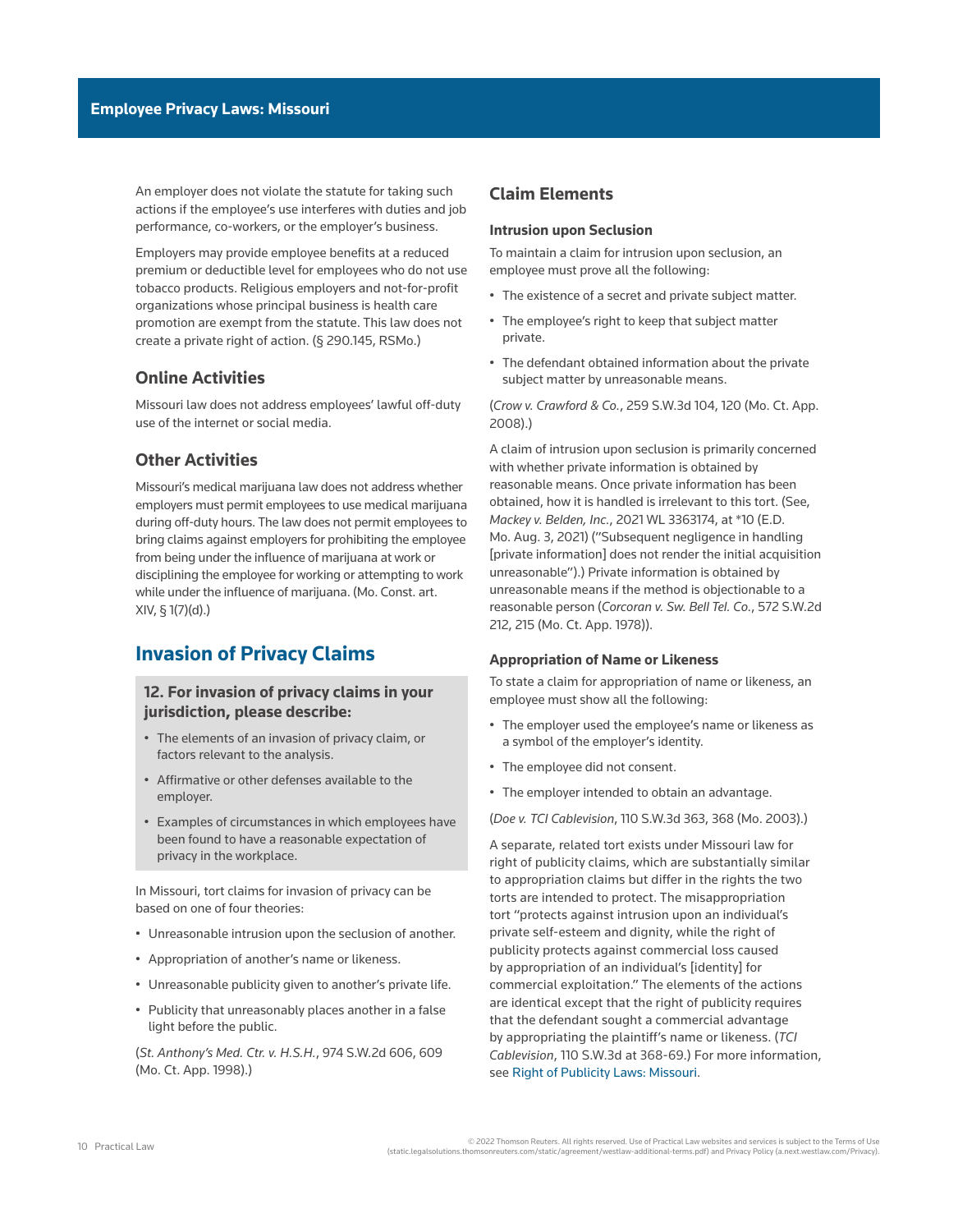An employer does not violate the statute for taking such actions if the employee's use interferes with duties and job performance, co-workers, or the employer's business.

Employers may provide employee benefits at a reduced premium or deductible level for employees who do not use tobacco products. Religious employers and not-for-profit organizations whose principal business is health care promotion are exempt from the statute. This law does not create a private right of action. (§ 290.145, RSMo.)

### Online Activities

Missouri law does not address employees' lawful off-duty use of the internet or social media.

### Other Activities

Missouri's medical marijuana law does not address whether employers must permit employees to use medical marijuana during off-duty hours. The law does not permit employees to bring claims against employers for prohibiting the employee from being under the influence of marijuana at work or disciplining the employee for working or attempting to work while under the influence of marijuana. (Mo. Const. art. XIV, § 1(7)(d).)

## Invasion of Privacy Claims

**12. For invasion of privacy claims in your jurisdiction, please describe:**

- The elements of an invasion of privacy claim, or factors relevant to the analysis.
- Affirmative or other defenses available to the employer.
- Examples of circumstances in which employees have been found to have a reasonable expectation of privacy in the workplace.

In Missouri, tort claims for invasion of privacy can be based on one of four theories:

- Unreasonable intrusion upon the seclusion of another.
- Appropriation of another's name or likeness.
- Unreasonable publicity given to another's private life.
- Publicity that unreasonably places another in a false light before the public.

(*St. Anthony's Med. Ctr. v. H.S.H.*, 974 S.W.2d 606, 609 (Mo. Ct. App. 1998).)

### Claim Elements

#### Intrusion upon Seclusion

To maintain a claim for intrusion upon seclusion, an employee must prove all the following:

- The existence of a secret and private subject matter.
- The employee's right to keep that subject matter private.
- The defendant obtained information about the private subject matter by unreasonable means.

(*Crow v. Crawford & Co.*, 259 S.W.3d 104, 120 (Mo. Ct. App. 2008).)

A claim of intrusion upon seclusion is primarily concerned with whether private information is obtained by reasonable means. Once private information has been obtained, how it is handled is irrelevant to this tort. (See, *Mackey v. Belden, Inc.*, 2021 WL 3363174, at *10 (E.D. Mo. Aug. 3, 2021) ("Subsequent negligence in handling [private information] does not render the initial acquisition unreasonable").) Private information is obtained by unreasonable means if the method is objectionable to a reasonable person (*Corcoran v. Sw. Bell Tel. Co.*, 572 S.W.2d 212, 215 (Mo. Ct. App. 1978)).

#### Appropriation of Name or Likeness

To state a claim for appropriation of name or likeness, an employee must show all the following:

- The employer used the employee's name or likeness as a symbol of the employer's identity.
- The employee did not consent.
- The employer intended to obtain an advantage.

(*Doe v. TCI Cablevision*, 110 S.W.3d 363, 368 (Mo. 2003).)

A separate, related tort exists under Missouri law for right of publicity claims, which are substantially similar to appropriation claims but differ in the rights the two torts are intended to protect. The misappropriation tort "protects against intrusion upon an individual's private self-esteem and dignity, while the right of publicity protects against commercial loss caused by appropriation of an individual's [identity] for commercial exploitation." The elements of the actions are identical except that the right of publicity requires that the defendant sought a commercial advantage by appropriating the plaintiff's name or likeness. (*TCI Cablevision*, 110 S.W.3d at 368-69.) For more information, see Right of Publicity Laws: Missouri.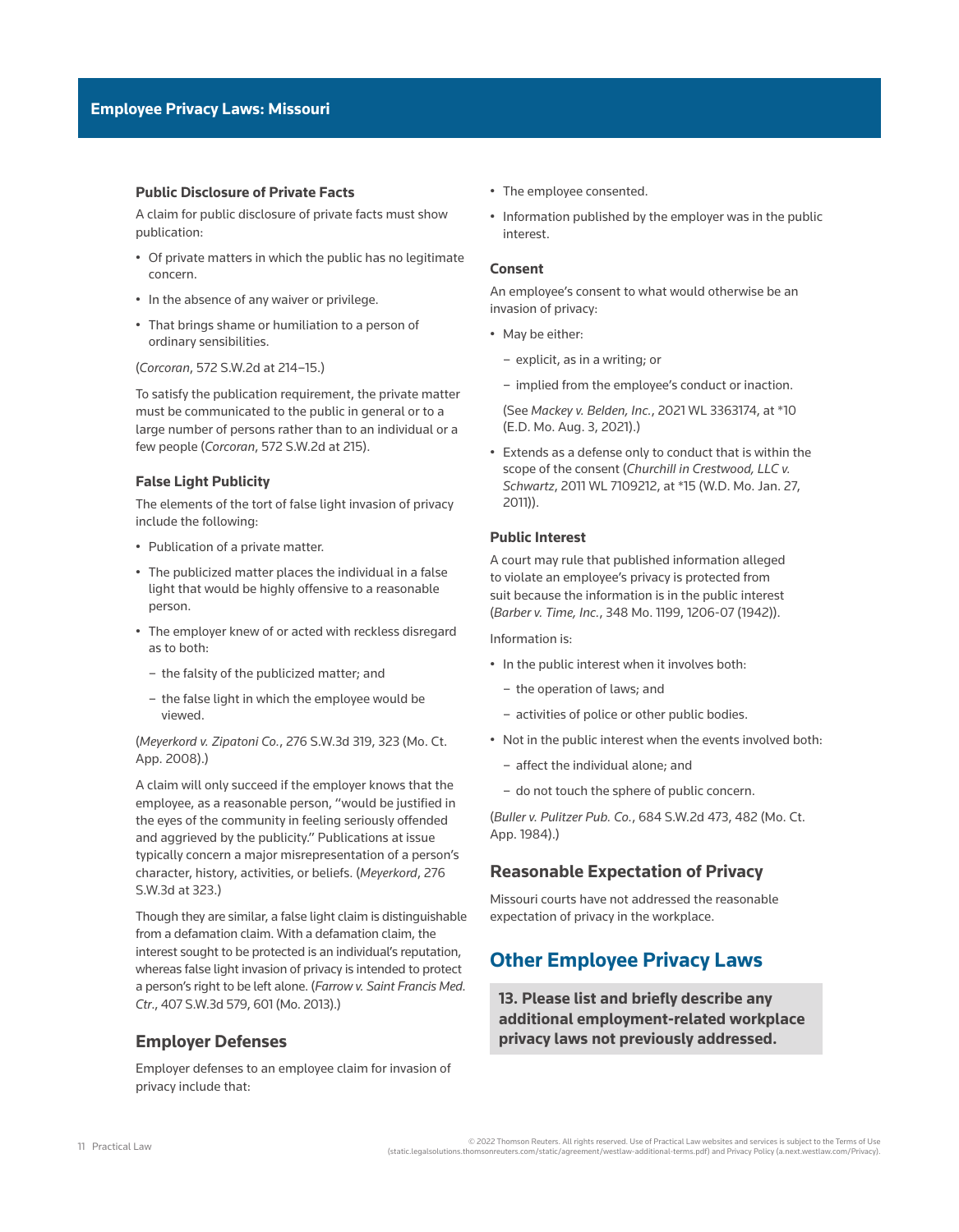### Public Disclosure of Private Facts

A claim for public disclosure of private facts must show publication:

- Of private matters in which the public has no legitimate concern.
- In the absence of any waiver or privilege.
- That brings shame or humiliation to a person of ordinary sensibilities.

(*Corcoran*, 572 S.W.2d at 214–15.)

To satisfy the publication requirement, the private matter must be communicated to the public in general or to a large number of persons rather than to an individual or a few people (*Corcoran*, 572 S.W.2d at 215).

### False Light Publicity

The elements of the tort of false light invasion of privacy include the following:

- Publication of a private matter.
- The publicized matter places the individual in a false light that would be highly offensive to a reasonable person.
- The employer knew of or acted with reckless disregard as to both:
  - the falsity of the publicized matter; and
  - the false light in which the employee would be viewed.

(*Meyerkord v. Zipatoni Co.*, 276 S.W.3d 319, 323 (Mo. Ct. App. 2008).)

A claim will only succeed if the employer knows that the employee, as a reasonable person, "would be justified in the eyes of the community in feeling seriously offended and aggrieved by the publicity." Publications at issue typically concern a major misrepresentation of a person's character, history, activities, or beliefs. (*Meyerkord*, 276 S.W.3d at 323.)

Though they are similar, a false light claim is distinguishable from a defamation claim. With a defamation claim, the interest sought to be protected is an individual's reputation, whereas false light invasion of privacy is intended to protect a person's right to be left alone. (*Farrow v. Saint Francis Med. Ctr.*, 407 S.W.3d 579, 601 (Mo. 2013).)

## Employer Defenses

Employer defenses to an employee claim for invasion of privacy include that:

- The employee consented.
- Information published by the employer was in the public interest.

### Consent

An employee's consent to what would otherwise be an invasion of privacy:

- May be either:
  - explicit, as in a writing; or
  - implied from the employee's conduct or inaction.

  (See *Mackey v. Belden, Inc.*, 2021 WL 3363174, at *10 (E.D. Mo. Aug. 3, 2021).)
- Extends as a defense only to conduct that is within the scope of the consent (*Churchill in Crestwood, LLC v. Schwartz*, 2011 WL 7109212, at *15 (W.D. Mo. Jan. 27, 2011)).

### Public Interest

A court may rule that published information alleged to violate an employee's privacy is protected from suit because the information is in the public interest (*Barber v. Time, Inc.*, 348 Mo. 1199, 1206-07 (1942)).

Information is:

- In the public interest when it involves both:
  - the operation of laws; and
  - activities of police or other public bodies.
- Not in the public interest when the events involved both:
  - affect the individual alone; and
  - do not touch the sphere of public concern.

(*Buller v. Pulitzer Pub. Co.*, 684 S.W.2d 473, 482 (Mo. Ct. App. 1984).)

## Reasonable Expectation of Privacy

Missouri courts have not addressed the reasonable expectation of privacy in the workplace.

# Other Employee Privacy Laws

**13. Please list and briefly describe any additional employment-related workplace privacy laws not previously addressed.**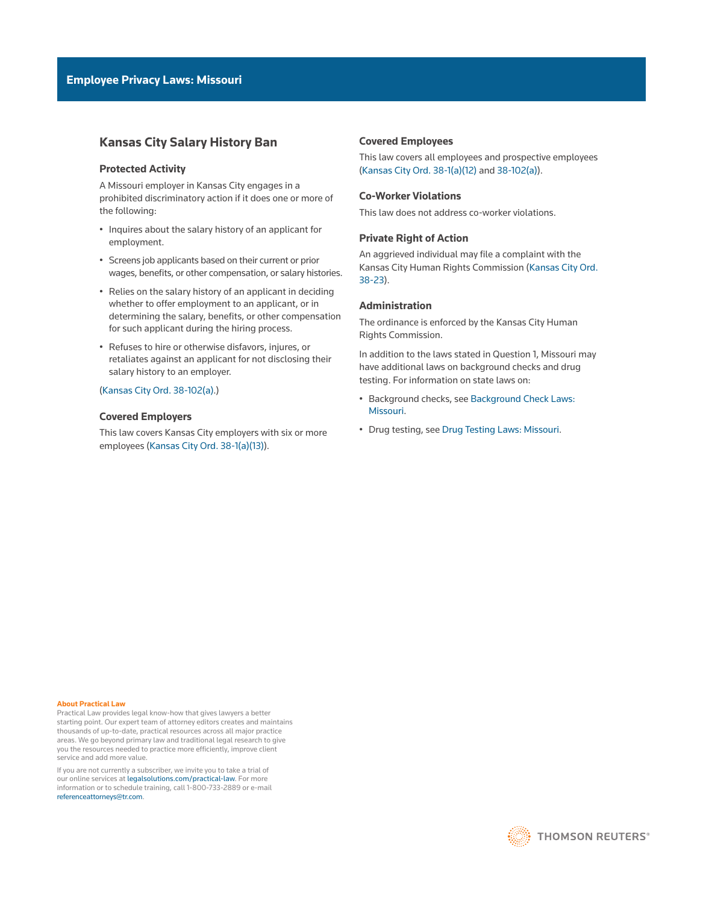## Kansas City Salary History Ban

### Protected Activity

A Missouri employer in Kansas City engages in a prohibited discriminatory action if it does one or more of the following:

- Inquires about the salary history of an applicant for employment.
- Screens job applicants based on their current or prior wages, benefits, or other compensation, or salary histories.
- Relies on the salary history of an applicant in deciding whether to offer employment to an applicant, or in determining the salary, benefits, or other compensation for such applicant during the hiring process.
- Refuses to hire or otherwise disfavors, injures, or retaliates against an applicant for not disclosing their salary history to an employer.

(Kansas City Ord. 38-102(a).)

### Covered Employers

This law covers Kansas City employers with six or more employees (Kansas City Ord. 38-1(a)(13)).

### Covered Employees

This law covers all employees and prospective employees (Kansas City Ord. 38-1(a)(12) and 38-102(a)).

### Co-Worker Violations

This law does not address co-worker violations.

### Private Right of Action

An aggrieved individual may file a complaint with the Kansas City Human Rights Commission (Kansas City Ord. 38-23).

### Administration

The ordinance is enforced by the Kansas City Human Rights Commission.

In addition to the laws stated in Question 1, Missouri may have additional laws on background checks and drug testing. For information on state laws on:

- Background checks, see Background Check Laws: Missouri.
- Drug testing, see Drug Testing Laws: Missouri.

**About Practical Law**

Practical Law provides legal know-how that gives lawyers a better starting point. Our expert team of attorney editors creates and maintains thousands of up-to-date, practical resources across all major practice areas. We go beyond primary law and traditional legal research to give you the resources needed to practice more efficiently, improve client service and add more value.

If you are not currently a subscriber, we invite you to take a trial of our online services at legalsolutions.com/practical-law. For more information or to schedule training, call 1-800-733-2889 or e-mail referenceattorneys@tr.com.